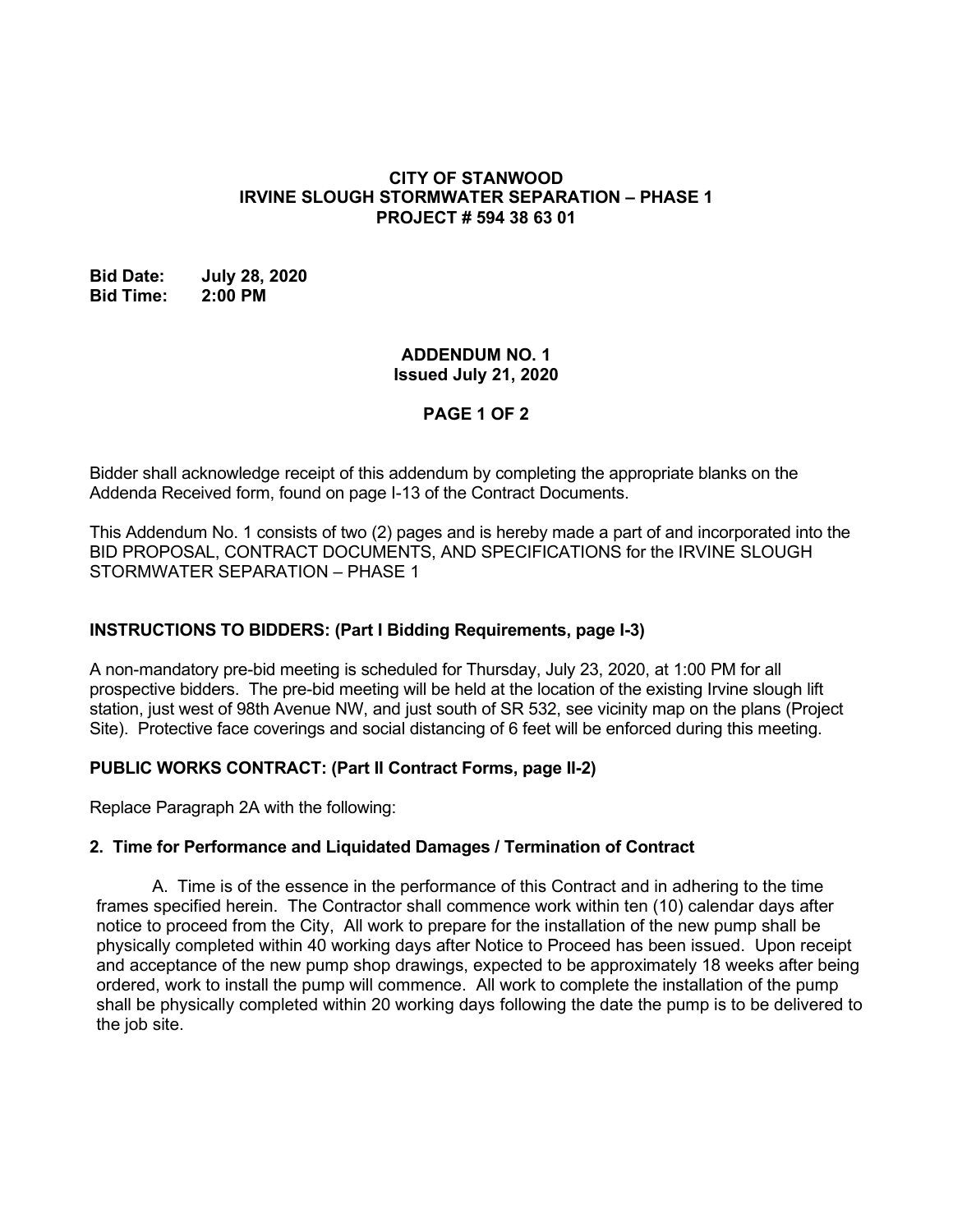**CITY OF STANWOOD**
**IRVINE SLOUGH STORMWATER SEPARATION – PHASE 1**
**PROJECT # 594 38 63 01**

**Bid Date:** **July 28, 2020**
**Bid Time:** **2:00 PM**

**ADDENDUM NO. 1**
**Issued July 21, 2020**

**PAGE 1 OF 2**

Bidder shall acknowledge receipt of this addendum by completing the appropriate blanks on the Addenda Received form, found on page I-13 of the Contract Documents.

This Addendum No. 1 consists of two (2) pages and is hereby made a part of and incorporated into the BID PROPOSAL, CONTRACT DOCUMENTS, AND SPECIFICATIONS for the IRVINE SLOUGH STORMWATER SEPARATION – PHASE 1

**INSTRUCTIONS TO BIDDERS: (Part I Bidding Requirements, page I-3)**

A non-mandatory pre-bid meeting is scheduled for Thursday, July 23, 2020, at 1:00 PM for all prospective bidders. The pre-bid meeting will be held at the location of the existing Irvine slough lift station, just west of 98th Avenue NW, and just south of SR 532, see vicinity map on the plans (Project Site). Protective face coverings and social distancing of 6 feet will be enforced during this meeting.

**PUBLIC WORKS CONTRACT: (Part II Contract Forms, page II-2)**

Replace Paragraph 2A with the following:

**2. Time for Performance and Liquidated Damages / Termination of Contract**

A. Time is of the essence in the performance of this Contract and in adhering to the time frames specified herein. The Contractor shall commence work within ten (10) calendar days after notice to proceed from the City, All work to prepare for the installation of the new pump shall be physically completed within 40 working days after Notice to Proceed has been issued. Upon receipt and acceptance of the new pump shop drawings, expected to be approximately 18 weeks after being ordered, work to install the pump will commence. All work to complete the installation of the pump shall be physically completed within 20 working days following the date the pump is to be delivered to the job site.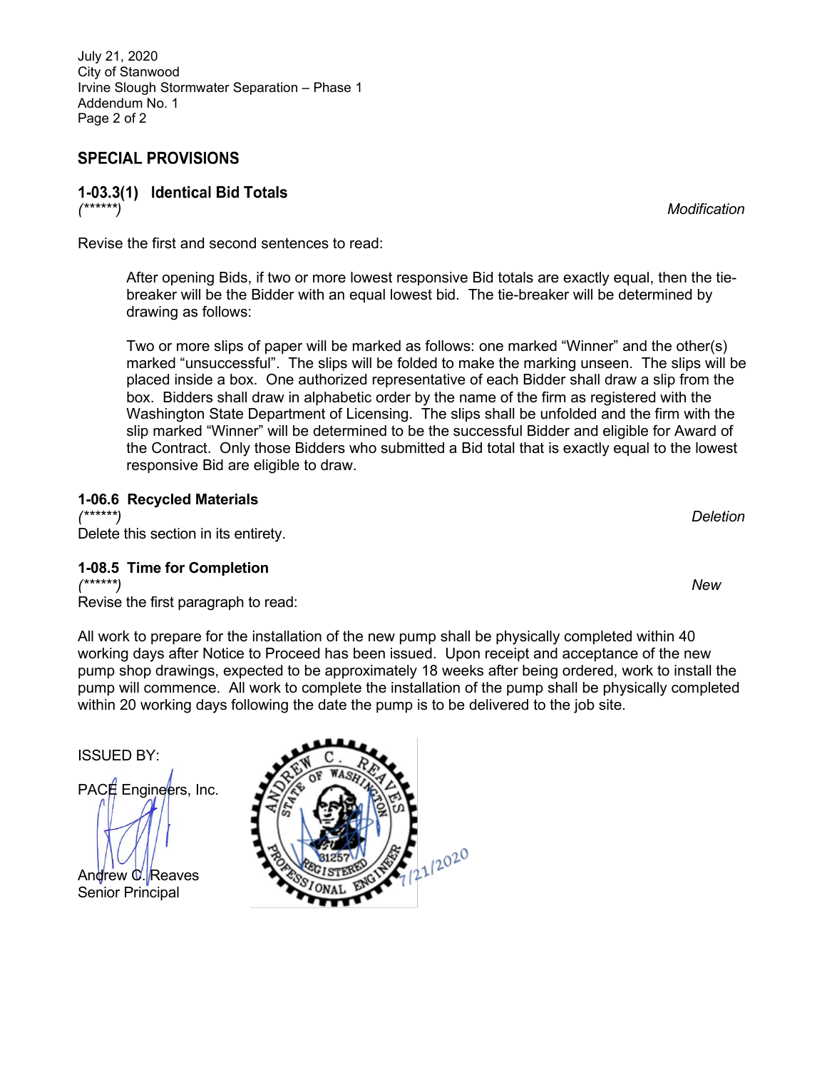## SPECIAL PROVISIONS

### 1-03.3(1) Identical Bid Totals

(******) *Modification*

Revise the first and second sentences to read:

> After opening Bids, if two or more lowest responsive Bid totals are exactly equal, then the tie-breaker will be the Bidder with an equal lowest bid. The tie-breaker will be determined by drawing as follows:
>
> Two or more slips of paper will be marked as follows: one marked "Winner" and the other(s) marked "unsuccessful". The slips will be folded to make the marking unseen. The slips will be placed inside a box. One authorized representative of each Bidder shall draw a slip from the box. Bidders shall draw in alphabetic order by the name of the firm as registered with the Washington State Department of Licensing. The slips shall be unfolded and the firm with the slip marked "Winner" will be determined to be the successful Bidder and eligible for Award of the Contract. Only those Bidders who submitted a Bid total that is exactly equal to the lowest responsive Bid are eligible to draw.

### 1-06.6 Recycled Materials

(******) *Deletion*

Delete this section in its entirety.

### 1-08.5 Time for Completion

(******) *New*

Revise the first paragraph to read:

All work to prepare for the installation of the new pump shall be physically completed within 40 working days after Notice to Proceed has been issued. Upon receipt and acceptance of the new pump shop drawings, expected to be approximately 18 weeks after being ordered, work to install the pump will commence. All work to complete the installation of the pump shall be physically completed within 20 working days following the date the pump is to be delivered to the job site.

ISSUED BY:

PACE Engineers, Inc.

Andrew C. Reaves
Senior Principal

ANDREW C. REAVES
STATE OF WASHINGTON
31257
REGISTERED PROFESSIONAL ENGINEER
7/21/2020